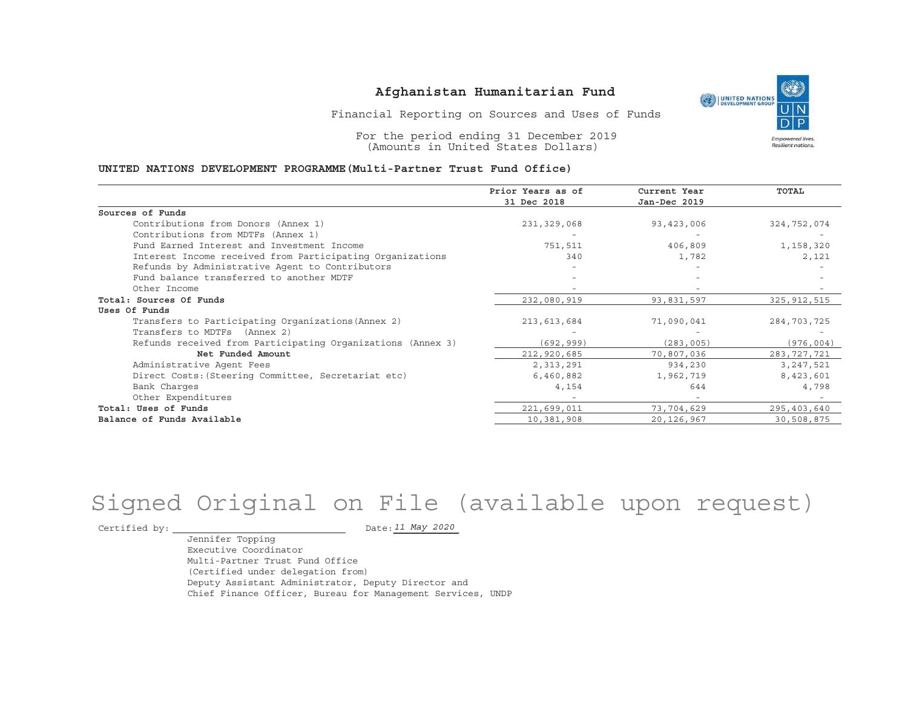# Afghanistan Humanitarian Fund

Financial Reporting on Sources and Uses of Funds

For the period ending 31 December 2019
(Amounts in United States Dollars)

**UNITED NATIONS DEVELOPMENT PROGRAMME(Multi-Partner Trust Fund Office)**

| | Prior Years as of 31 Dec 2018 | Current Year Jan-Dec 2019 | TOTAL |
|---|---|---|---|
| **Sources of Funds** | | | |
| Contributions from Donors (Annex 1) | 231,329,068 | 93,423,006 | 324,752,074 |
| Contributions from MDTFs (Annex 1) | - | - | - |
| Fund Earned Interest and Investment Income | 751,511 | 406,809 | 1,158,320 |
| Interest Income received from Participating Organizations | 340 | 1,782 | 2,121 |
| Refunds by Administrative Agent to Contributors | - | - | - |
| Fund balance transferred to another MDTF | - | - | - |
| Other Income | - | - | - |
| **Total: Sources Of Funds** | 232,080,919 | 93,831,597 | 325,912,515 |
| **Uses Of Funds** | | | |
| Transfers to Participating Organizations(Annex 2) | 213,613,684 | 71,090,041 | 284,703,725 |
| Transfers to MDTFs (Annex 2) | - | - | - |
| Refunds received from Participating Organizations (Annex 3) | (692,999) | (283,005) | (976,004) |
| **Net Funded Amount** | 212,920,685 | 70,807,036 | 283,727,721 |
| Administrative Agent Fees | 2,313,291 | 934,230 | 3,247,521 |
| Direct Costs:(Steering Committee, Secretariat etc) | 6,460,882 | 1,962,719 | 8,423,601 |
| Bank Charges | 4,154 | 644 | 4,798 |
| Other Expenditures | - | - | - |
| **Total: Uses of Funds** | 221,699,011 | 73,704,629 | 295,403,640 |
| **Balance of Funds Available** | 10,381,908 | 20,126,967 | 30,508,875 |

Signed Original on File (available upon request)

Certified by: ______________________ Date: *11 May 2020*

Jennifer Topping
Executive Coordinator
Multi-Partner Trust Fund Office
(Certified under delegation from)
Deputy Assistant Administrator, Deputy Director and
Chief Finance Officer, Bureau for Management Services, UNDP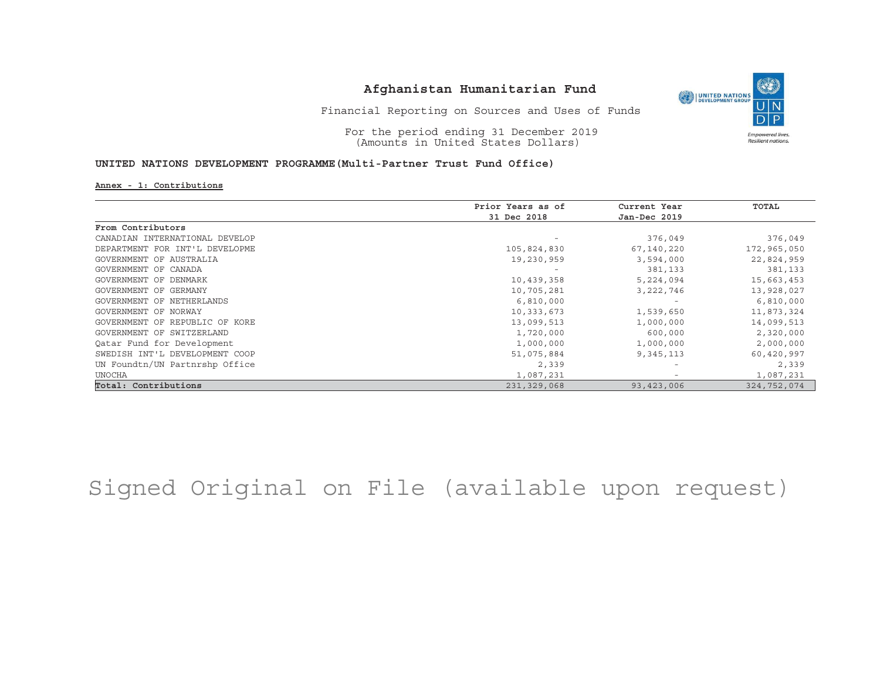# Afghanistan Humanitarian Fund

Financial Reporting on Sources and Uses of Funds

For the period ending 31 December 2019
(Amounts in United States Dollars)

**UNITED NATIONS DEVELOPMENT PROGRAMME(Multi-Partner Trust Fund Office)**

**Annex - 1: Contributions**

| | Prior Years as of 31 Dec 2018 | Current Year Jan-Dec 2019 | TOTAL |
|---|---|---|---|
| **From Contributors** | | | |
| CANADIAN INTERNATIONAL DEVELOP | - | 376,049 | 376,049 |
| DEPARTMENT FOR INT'L DEVELOPME | 105,824,830 | 67,140,220 | 172,965,050 |
| GOVERNMENT OF AUSTRALIA | 19,230,959 | 3,594,000 | 22,824,959 |
| GOVERNMENT OF CANADA | - | 381,133 | 381,133 |
| GOVERNMENT OF DENMARK | 10,439,358 | 5,224,094 | 15,663,453 |
| GOVERNMENT OF GERMANY | 10,705,281 | 3,222,746 | 13,928,027 |
| GOVERNMENT OF NETHERLANDS | 6,810,000 | - | 6,810,000 |
| GOVERNMENT OF NORWAY | 10,333,673 | 1,539,650 | 11,873,324 |
| GOVERNMENT OF REPUBLIC OF KORE | 13,099,513 | 1,000,000 | 14,099,513 |
| GOVERNMENT OF SWITZERLAND | 1,720,000 | 600,000 | 2,320,000 |
| Qatar Fund for Development | 1,000,000 | 1,000,000 | 2,000,000 |
| SWEDISH INT'L DEVELOPMENT COOP | 51,075,884 | 9,345,113 | 60,420,997 |
| UN Foundtn/UN Partnrshp Office | 2,339 | - | 2,339 |
| UNOCHA | 1,087,231 | - | 1,087,231 |
| **Total: Contributions** | 231,329,068 | 93,423,006 | 324,752,074 |

Signed Original on File (available upon request)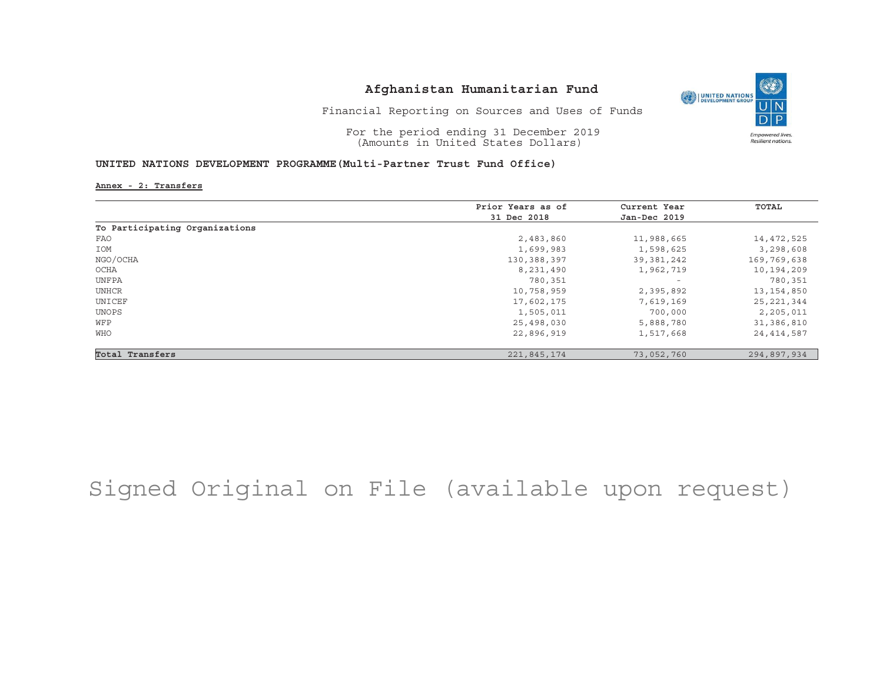# Afghanistan Humanitarian Fund

Financial Reporting on Sources and Uses of Funds

For the period ending 31 December 2019
(Amounts in United States Dollars)

**UNITED NATIONS DEVELOPMENT PROGRAMME(Multi-Partner Trust Fund Office)**

**Annex - 2: Transfers**

| | Prior Years as of 31 Dec 2018 | Current Year Jan-Dec 2019 | TOTAL |
|---|---|---|---|
| To Participating Organizations | | | |
| FAO | 2,483,860 | 11,988,665 | 14,472,525 |
| IOM | 1,699,983 | 1,598,625 | 3,298,608 |
| NGO/OCHA | 130,388,397 | 39,381,242 | 169,769,638 |
| OCHA | 8,231,490 | 1,962,719 | 10,194,209 |
| UNFPA | 780,351 | - | 780,351 |
| UNHCR | 10,758,959 | 2,395,892 | 13,154,850 |
| UNICEF | 17,602,175 | 7,619,169 | 25,221,344 |
| UNOPS | 1,505,011 | 700,000 | 2,205,011 |
| WFP | 25,498,030 | 5,888,780 | 31,386,810 |
| WHO | 22,896,919 | 1,517,668 | 24,414,587 |
| **Total Transfers** | 221,845,174 | 73,052,760 | 294,897,934 |

Signed Original on File (available upon request)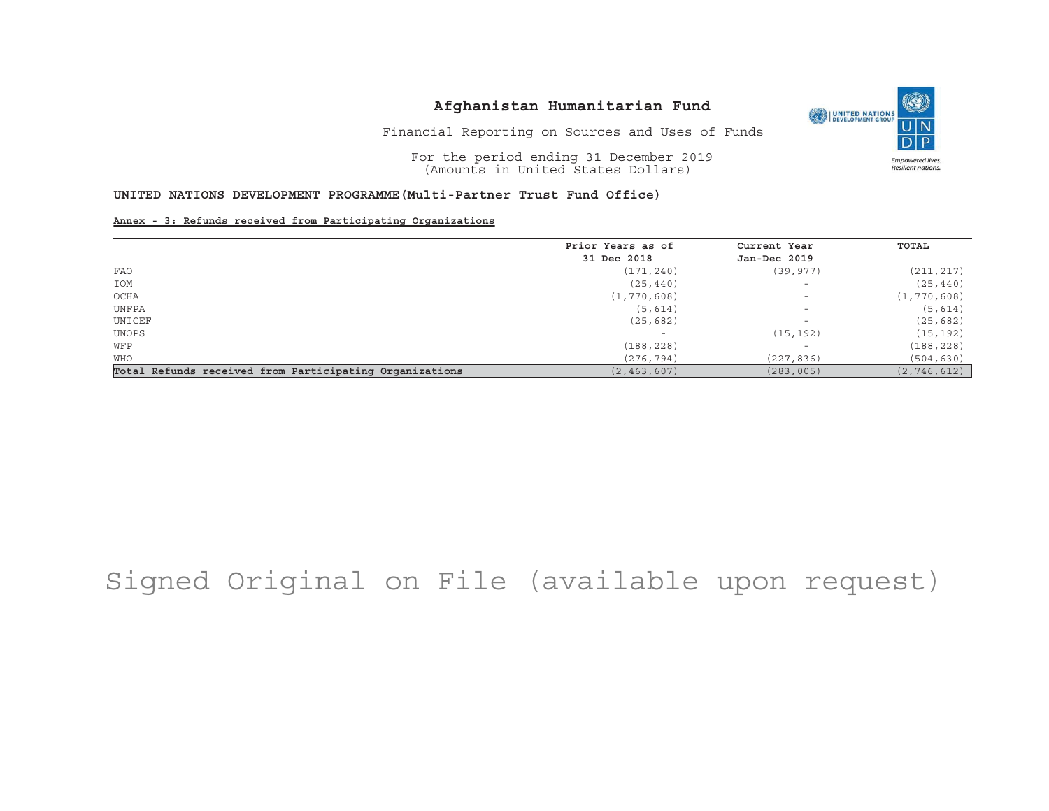# Afghanistan Humanitarian Fund

Financial Reporting on Sources and Uses of Funds

For the period ending 31 December 2019
(Amounts in United States Dollars)

**UNITED NATIONS DEVELOPMENT PROGRAMME(Multi-Partner Trust Fund Office)**

**Annex - 3: Refunds received from Participating Organizations**

| | Prior Years as of 31 Dec 2018 | Current Year Jan-Dec 2019 | TOTAL |
|---|---|---|---|
| FAO | (171,240) | (39,977) | (211,217) |
| IOM | (25,440) | - | (25,440) |
| OCHA | (1,770,608) | - | (1,770,608) |
| UNFPA | (5,614) | - | (5,614) |
| UNICEF | (25,682) | - | (25,682) |
| UNOPS | - | (15,192) | (15,192) |
| WFP | (188,228) | - | (188,228) |
| WHO | (276,794) | (227,836) | (504,630) |
| **Total Refunds received from Participating Organizations** | (2,463,607) | (283,005) | (2,746,612) |

Signed Original on File (available upon request)